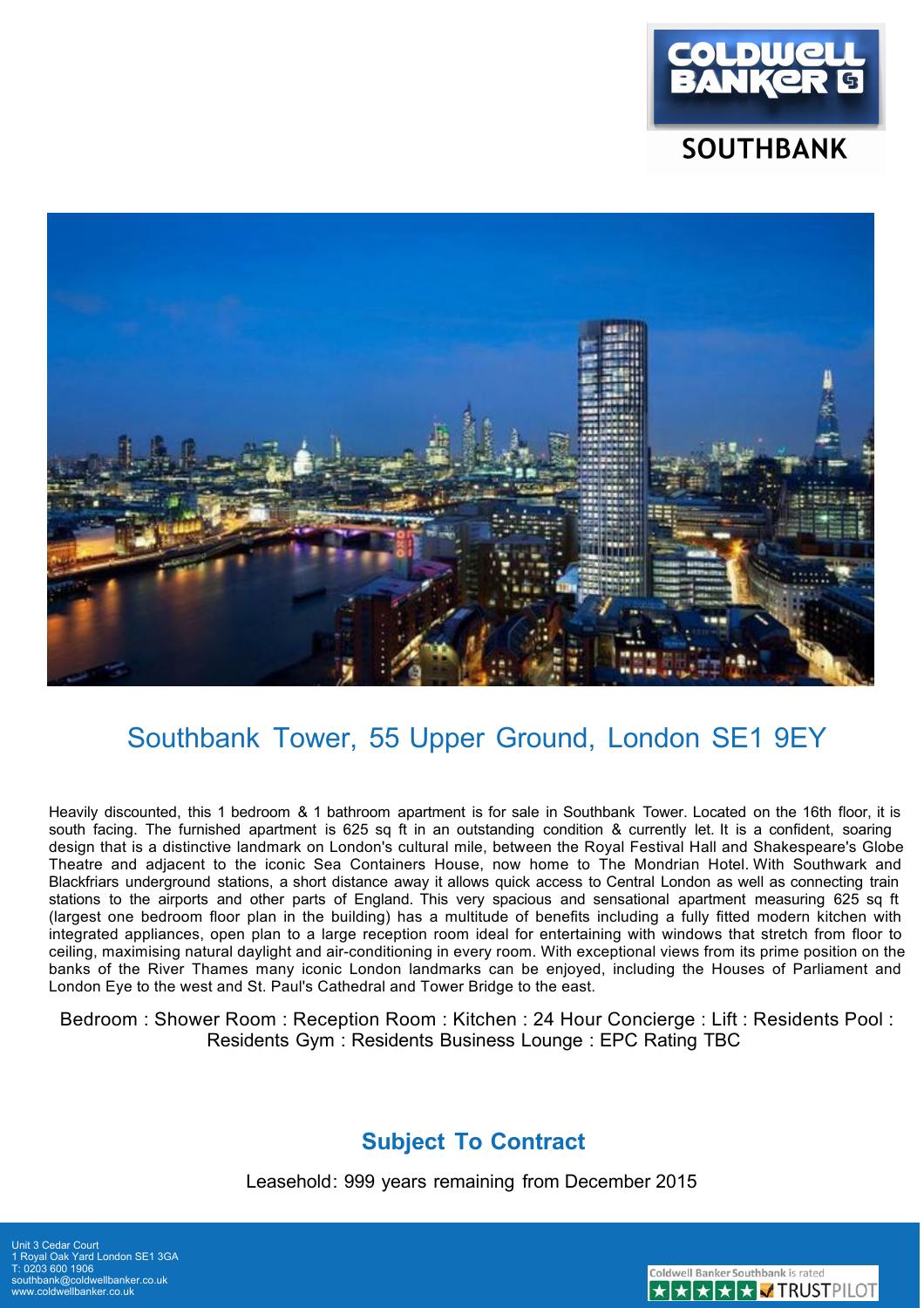COLDWELL BANKER

SOUTHBANK

# Southbank Tower, 55 Upper Ground, London SE1 9EY

Heavily discounted, this 1 bedroom & 1 bathroom apartment is for sale in Southbank Tower. Located on the 16th floor, it is south facing. The furnished apartment is 625 sq ft in an outstanding condition & currently let. It is a confident, soaring design that is a distinctive landmark on London's cultural mile, between the Royal Festival Hall and Shakespeare's Globe Theatre and adjacent to the iconic Sea Containers House, now home to The Mondrian Hotel. With Southwark and Blackfriars underground stations, a short distance away it allows quick access to Central London as well as connecting train stations to the airports and other parts of England. This very spacious and sensational apartment measuring 625 sq ft (largest one bedroom floor plan in the building) has a multitude of benefits including a fully fitted modern kitchen with integrated appliances, open plan to a large reception room ideal for entertaining with windows that stretch from floor to ceiling, maximising natural daylight and air-conditioning in every room. With exceptional views from its prime position on the banks of the River Thames many iconic London landmarks can be enjoyed, including the Houses of Parliament and London Eye to the west and St. Paul's Cathedral and Tower Bridge to the east.

Bedroom : Shower Room : Reception Room : Kitchen : 24 Hour Concierge : Lift : Residents Pool : Residents Gym : Residents Business Lounge : EPC Rating TBC

## Subject To Contract

Leasehold: 999 years remaining from December 2015

Unit 3 Cedar Court
1 Royal Oak Yard London SE1 3GA
T: 0203 600 1906
southbank@coldwellbanker.co.uk
www.coldwellbanker.co.uk

Coldwell Banker Southbank is rated ★★★★★ TRUSTPILOT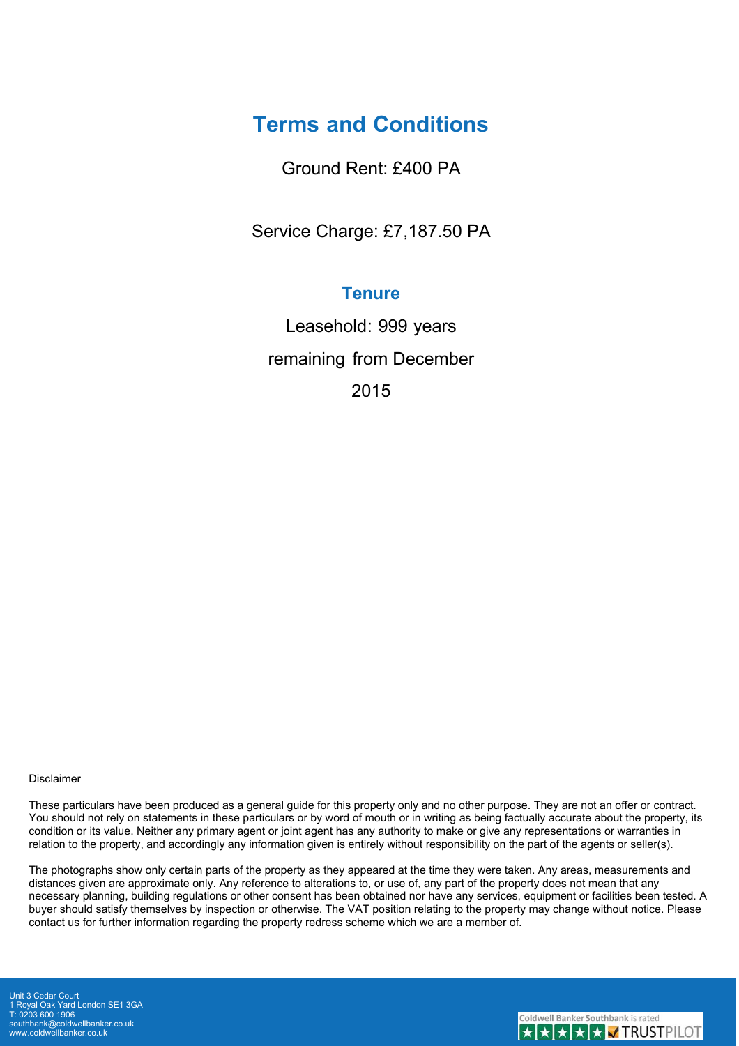## Terms and Conditions

Ground Rent: £400 PA

Service Charge: £7,187.50 PA

## Tenure

Leasehold: 999 years remaining from December 2015

Disclaimer

These particulars have been produced as a general guide for this property only and no other purpose. They are not an offer or contract. You should not rely on statements in these particulars or by word of mouth or in writing as being factually accurate about the property, its condition or its value. Neither any primary agent or joint agent has any authority to make or give any representations or warranties in relation to the property, and accordingly any information given is entirely without responsibility on the part of the agents or seller(s).

The photographs show only certain parts of the property as they appeared at the time they were taken. Any areas, measurements and distances given are approximate only. Any reference to alterations to, or use of, any part of the property does not mean that any necessary planning, building regulations or other consent has been obtained nor have any services, equipment or facilities been tested. A buyer should satisfy themselves by inspection or otherwise. The VAT position relating to the property may change without notice. Please contact us for further information regarding the property redress scheme which we are a member of.

Unit 3 Cedar Court
1 Royal Oak Yard London SE1 3GA
T: 0203 600 1906
southbank@coldwellbanker.co.uk
www.coldwellbanker.co.uk

Coldwell Banker Southbank is rated TRUSTPILOT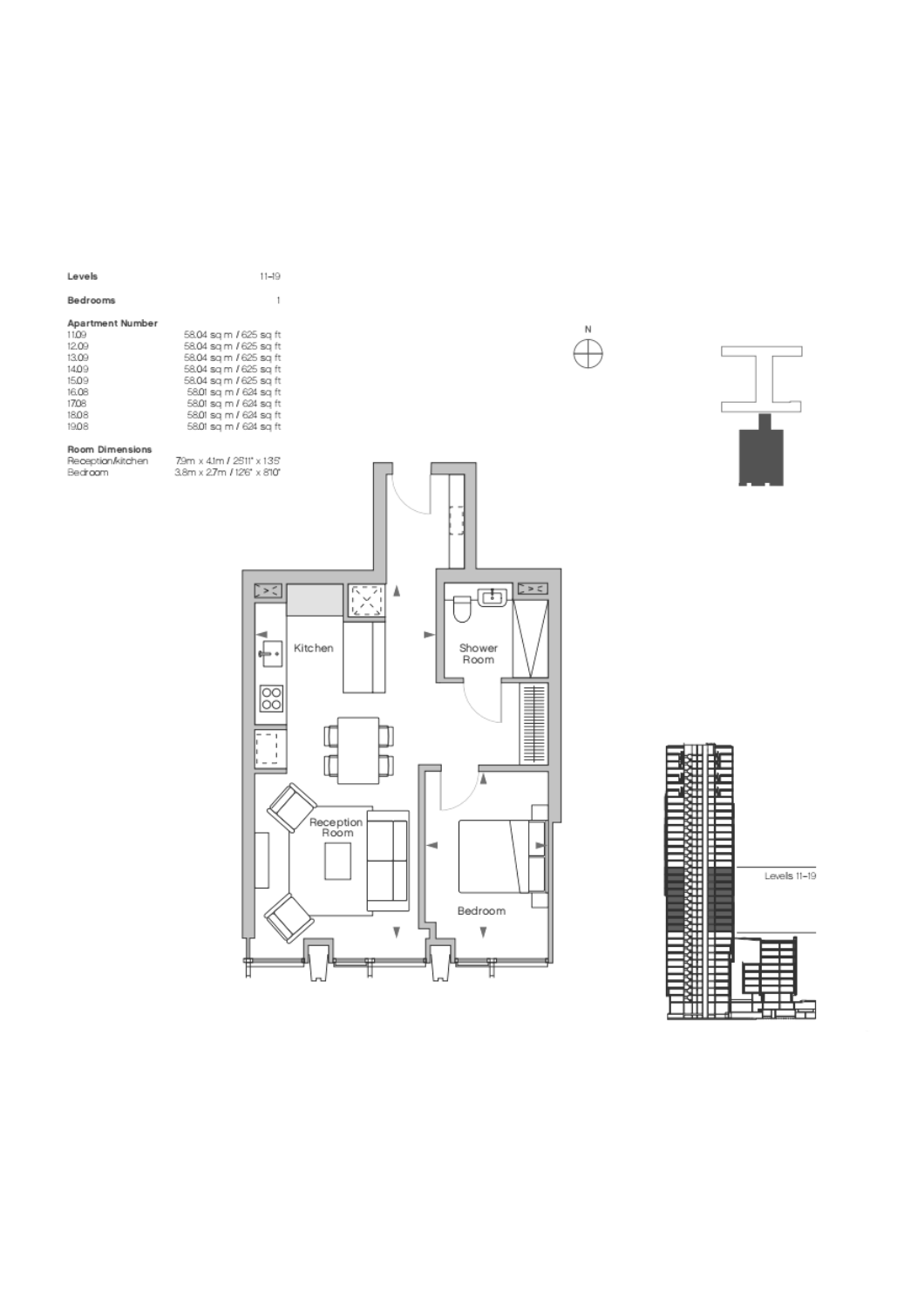**Levels** 11–19

**Bedrooms** 1

**Apartment Number**

| | |
|---|---|
| 11.09 | 58.04 sq m / 625 sq ft |
| 12.09 | 58.04 sq m / 625 sq ft |
| 13.09 | 58.04 sq m / 625 sq ft |
| 14.09 | 58.04 sq m / 625 sq ft |
| 15.09 | 58.04 sq m / 625 sq ft |
| 16.08 | 58.01 sq m / 624 sq ft |
| 17.08 | 58.01 sq m / 624 sq ft |
| 18.08 | 58.01 sq m / 624 sq ft |
| 19.08 | 58.01 sq m / 624 sq ft |

**Room Dimensions**

| | |
|---|---|
| Reception/kitchen | 7.9m x 4.1m / 25'11" x 13'5" |
| Bedroom | 3.8m x 2.7m / 12'6" x 8'10" |

N

Kitchen

Shower Room

Reception Room

Bedroom

Levels 11–19